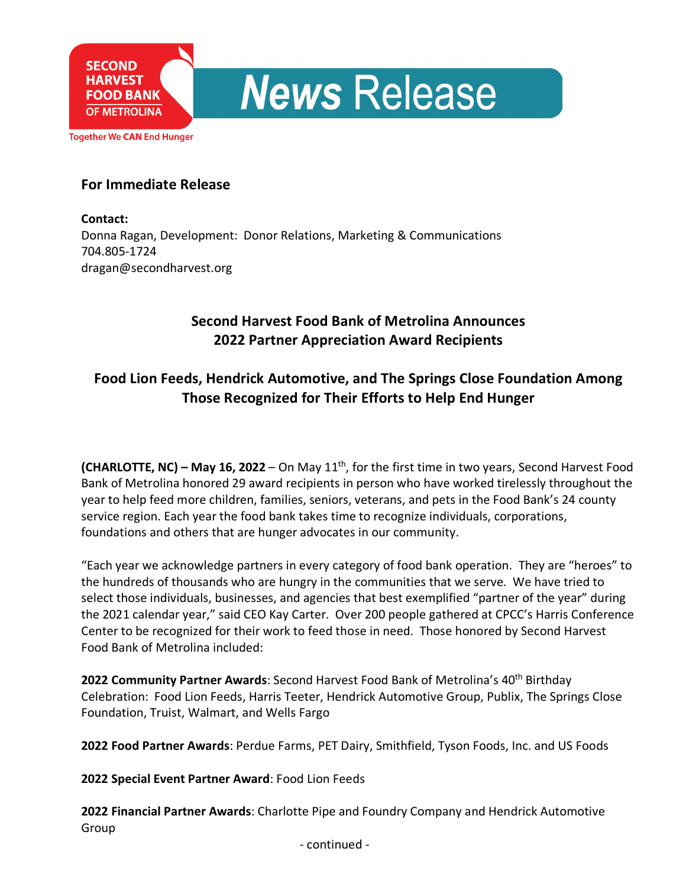SECOND HARVEST FOOD BANK OF METROLINA

Together We CAN End Hunger

# News Release

**For Immediate Release**

**Contact:**
Donna Ragan, Development: Donor Relations, Marketing & Communications
704.805-1724
dragan@secondharvest.org

## Second Harvest Food Bank of Metrolina Announces 2022 Partner Appreciation Award Recipients

### Food Lion Feeds, Hendrick Automotive, and The Springs Close Foundation Among Those Recognized for Their Efforts to Help End Hunger

**(CHARLOTTE, NC) – May 16, 2022** – On May 11th, for the first time in two years, Second Harvest Food Bank of Metrolina honored 29 award recipients in person who have worked tirelessly throughout the year to help feed more children, families, seniors, veterans, and pets in the Food Bank's 24 county service region. Each year the food bank takes time to recognize individuals, corporations, foundations and others that are hunger advocates in our community.

"Each year we acknowledge partners in every category of food bank operation. They are "heroes" to the hundreds of thousands who are hungry in the communities that we serve. We have tried to select those individuals, businesses, and agencies that best exemplified "partner of the year" during the 2021 calendar year," said CEO Kay Carter. Over 200 people gathered at CPCC's Harris Conference Center to be recognized for their work to feed those in need. Those honored by Second Harvest Food Bank of Metrolina included:

**2022 Community Partner Awards**: Second Harvest Food Bank of Metrolina's 40th Birthday Celebration: Food Lion Feeds, Harris Teeter, Hendrick Automotive Group, Publix, The Springs Close Foundation, Truist, Walmart, and Wells Fargo

**2022 Food Partner Awards**: Perdue Farms, PET Dairy, Smithfield, Tyson Foods, Inc. and US Foods

**2022 Special Event Partner Award**: Food Lion Feeds

**2022 Financial Partner Awards**: Charlotte Pipe and Foundry Company and Hendrick Automotive Group

- continued -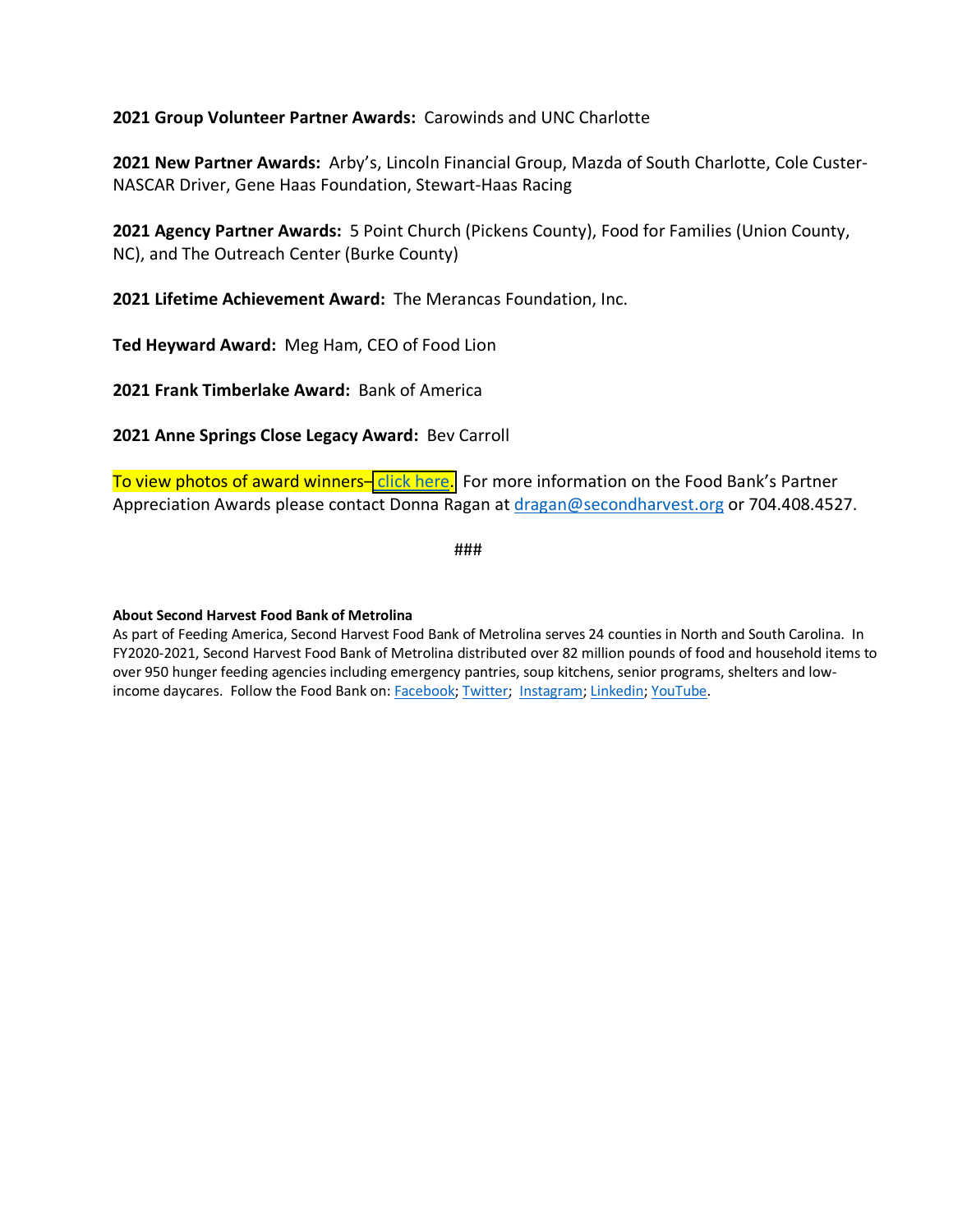**2021 Group Volunteer Partner Awards:** Carowinds and UNC Charlotte

**2021 New Partner Awards:** Arby's, Lincoln Financial Group, Mazda of South Charlotte, Cole Custer-NASCAR Driver, Gene Haas Foundation, Stewart-Haas Racing

**2021 Agency Partner Awards:** 5 Point Church (Pickens County), Food for Families (Union County, NC), and The Outreach Center (Burke County)

**2021 Lifetime Achievement Award:** The Merancas Foundation, Inc.

**Ted Heyward Award:** Meg Ham, CEO of Food Lion

**2021 Frank Timberlake Award:** Bank of America

**2021 Anne Springs Close Legacy Award:** Bev Carroll

To view photos of award winners– click here. For more information on the Food Bank's Partner Appreciation Awards please contact Donna Ragan at dragan@secondharvest.org or 704.408.4527.

###

**About Second Harvest Food Bank of Metrolina**

As part of Feeding America, Second Harvest Food Bank of Metrolina serves 24 counties in North and South Carolina. In FY2020-2021, Second Harvest Food Bank of Metrolina distributed over 82 million pounds of food and household items to over 950 hunger feeding agencies including emergency pantries, soup kitchens, senior programs, shelters and low-income daycares. Follow the Food Bank on: Facebook; Twitter; Instagram; Linkedin; YouTube.